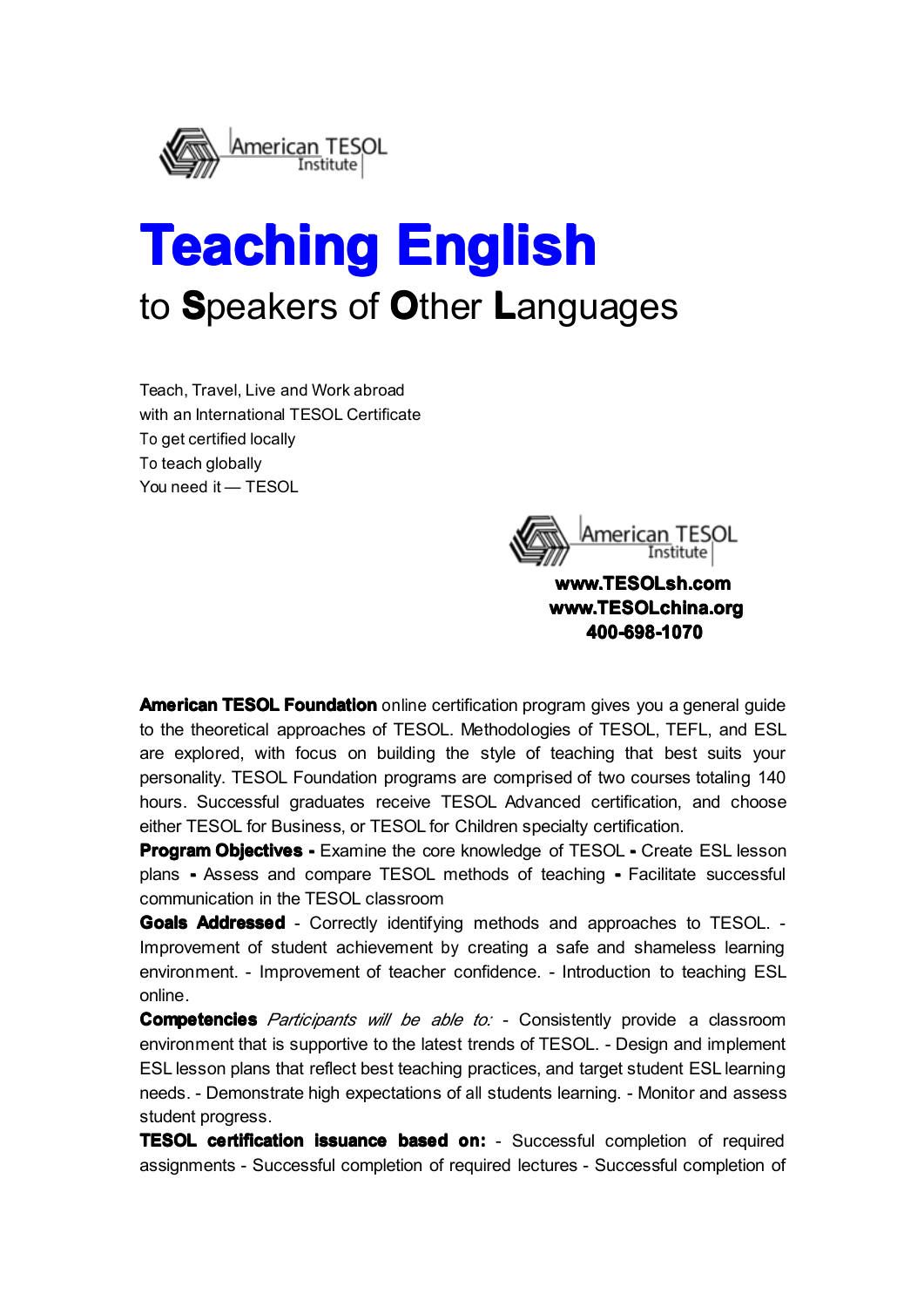American TESOL Institute

# Teaching English

## to **S**peakers of **O**ther **L**anguages

Teach, Travel, Live and Work abroad
with an International TESOL Certificate
To get certified locally
To teach globally
You need it — TESOL

American TESOL Institute

**www.TESOLsh.com**
**www.TESOLchina.org**
**400-698-1070**

**American TESOL Foundation** online certification program gives you a general guide to the theoretical approaches of TESOL. Methodologies of TESOL, TEFL, and ESL are explored, with focus on building the style of teaching that best suits your personality. TESOL Foundation programs are comprised of two courses totaling 140 hours. Successful graduates receive TESOL Advanced certification, and choose either TESOL for Business, or TESOL for Children specialty certification.

**Program Objectives -** Examine the core knowledge of TESOL **-** Create ESL lesson plans **-** Assess and compare TESOL methods of teaching **-** Facilitate successful communication in the TESOL classroom

**Goals Addressed** - Correctly identifying methods and approaches to TESOL. - Improvement of student achievement by creating a safe and shameless learning environment. - Improvement of teacher confidence. - Introduction to teaching ESL online.

**Competencies** *Participants will be able to:* - Consistently provide a classroom environment that is supportive to the latest trends of TESOL. - Design and implement ESL lesson plans that reflect best teaching practices, and target student ESL learning needs. - Demonstrate high expectations of all students learning. - Monitor and assess student progress.

**TESOL certification issuance based on:** - Successful completion of required assignments - Successful completion of required lectures - Successful completion of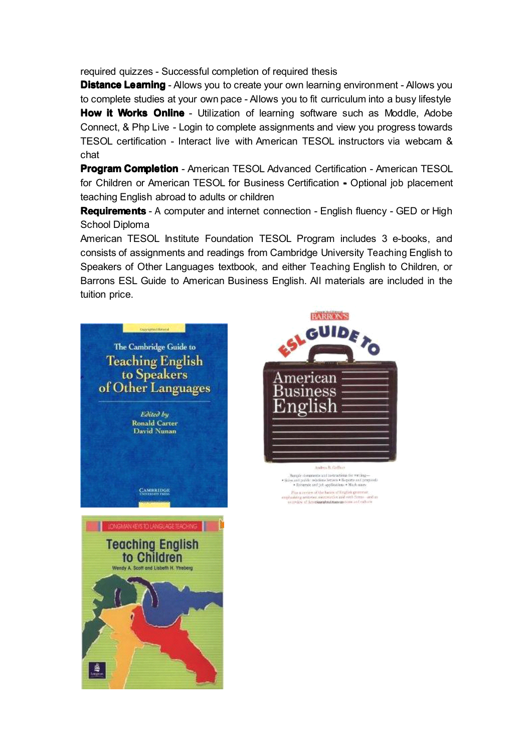required quizzes - Successful completion of required thesis

**Distance Learning** - Allows you to create your own learning environment - Allows you to complete studies at your own pace - Allows you to fit curriculum into a busy lifestyle

**How it Works Online** - Utilization of learning software such as Moddle, Adobe Connect, & Php Live - Login to complete assignments and view you progress towards TESOL certification - Interact live with American TESOL instructors via webcam & chat

**Program Completion** - American TESOL Advanced Certification - American TESOL for Children or American TESOL for Business Certification - Optional job placement teaching English abroad to adults or children

**Requirements** - A computer and internet connection - English fluency - GED or High School Diploma

American TESOL Institute Foundation TESOL Program includes 3 e-books, and consists of assignments and readings from Cambridge University Teaching English to Speakers of Other Languages textbook, and either Teaching English to Children, or Barrons ESL Guide to American Business English. All materials are included in the tuition price.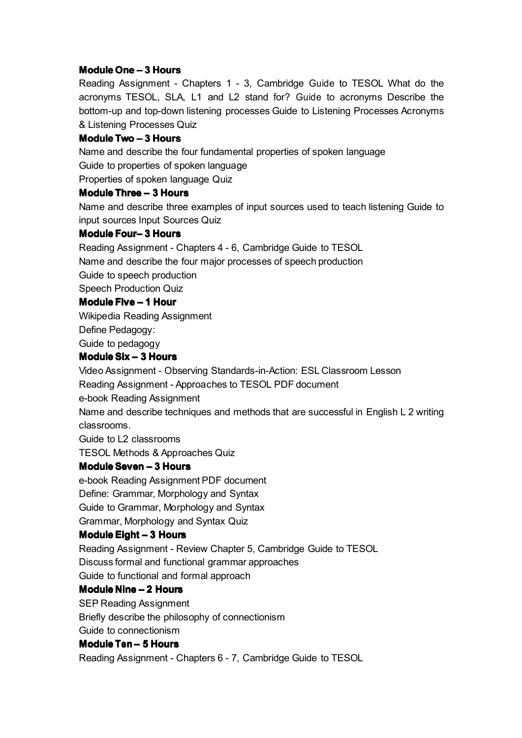**Module One – 3 Hours**

Reading Assignment - Chapters 1 - 3, Cambridge Guide to TESOL What do the acronyms TESOL, SLA, L1 and L2 stand for? Guide to acronyms Describe the bottom-up and top-down listening processes Guide to Listening Processes Acronyms & Listening Processes Quiz

**Module Two – 3 Hours**

Name and describe the four fundamental properties of spoken language

Guide to properties of spoken language

Properties of spoken language Quiz

**Module Three – 3 Hours**

Name and describe three examples of input sources used to teach listening Guide to input sources Input Sources Quiz

**Module Four– 3 Hours**

Reading Assignment - Chapters 4 - 6, Cambridge Guide to TESOL

Name and describe the four major processes of speech production

Guide to speech production

Speech Production Quiz

**Module Five – 1 Hour**

Wikipedia Reading Assignment

Define Pedagogy:

Guide to pedagogy

**Module Six – 3 Hours**

Video Assignment - Observing Standards-in-Action: ESL Classroom Lesson

Reading Assignment - Approaches to TESOL PDF document

e-book Reading Assignment

Name and describe techniques and methods that are successful in English L 2 writing classrooms.

Guide to L2 classrooms

TESOL Methods & Approaches Quiz

**Module Seven – 3 Hours**

e-book Reading Assignment PDF document

Define: Grammar, Morphology and Syntax

Guide to Grammar, Morphology and Syntax

Grammar, Morphology and Syntax Quiz

**Module Eight – 3 Hours**

Reading Assignment - Review Chapter 5, Cambridge Guide to TESOL

Discuss formal and functional grammar approaches

Guide to functional and formal approach

**Module Nine – 2 Hours**

SEP Reading Assignment

Briefly describe the philosophy of connectionism

Guide to connectionism

**Module Ten – 5 Hours**

Reading Assignment - Chapters 6 - 7, Cambridge Guide to TESOL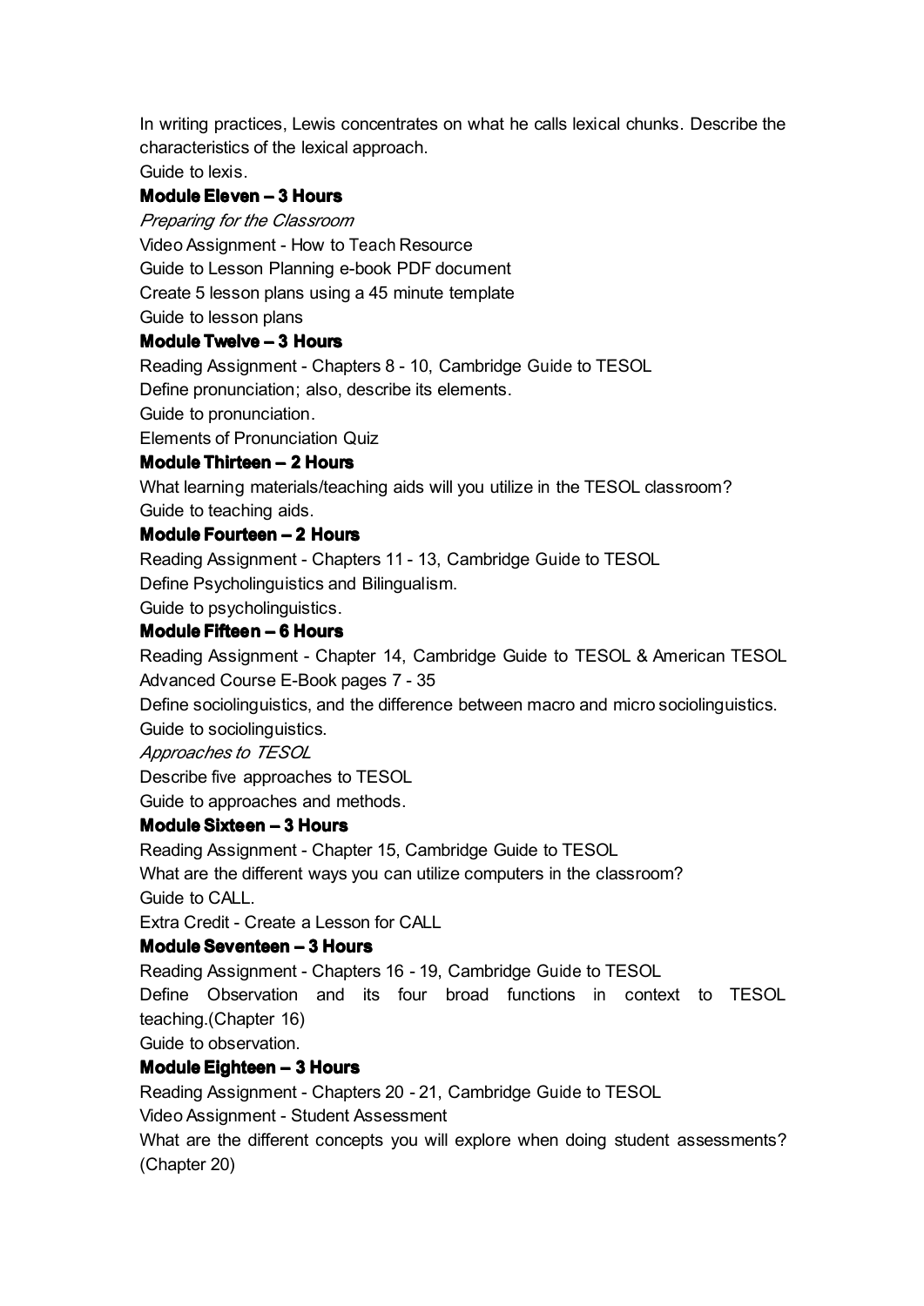In writing practices, Lewis concentrates on what he calls lexical chunks. Describe the characteristics of the lexical approach.

Guide to lexis.

**Module Eleven – 3 Hours**

*Preparing for the Classroom*

Video Assignment - How to Teach Resource

Guide to Lesson Planning e-book PDF document

Create 5 lesson plans using a 45 minute template

Guide to lesson plans

**Module Twelve – 3 Hours**

Reading Assignment - Chapters 8 - 10, Cambridge Guide to TESOL

Define pronunciation; also, describe its elements.

Guide to pronunciation.

Elements of Pronunciation Quiz

**Module Thirteen – 2 Hours**

What learning materials/teaching aids will you utilize in the TESOL classroom?

Guide to teaching aids.

**Module Fourteen – 2 Hours**

Reading Assignment - Chapters 11 - 13, Cambridge Guide to TESOL

Define Psycholinguistics and Bilingualism.

Guide to psycholinguistics.

**Module Fifteen – 6 Hours**

Reading Assignment - Chapter 14, Cambridge Guide to TESOL & American TESOL Advanced Course E-Book pages 7 - 35

Define sociolinguistics, and the difference between macro and micro sociolinguistics.

Guide to sociolinguistics.

*Approaches to TESOL*

Describe five approaches to TESOL

Guide to approaches and methods.

**Module Sixteen – 3 Hours**

Reading Assignment - Chapter 15, Cambridge Guide to TESOL

What are the different ways you can utilize computers in the classroom?

Guide to CALL.

Extra Credit - Create a Lesson for CALL

**Module Seventeen – 3 Hours**

Reading Assignment - Chapters 16 - 19, Cambridge Guide to TESOL

Define Observation and its four broad functions in context to TESOL teaching.(Chapter 16)

Guide to observation.

**Module Eighteen – 3 Hours**

Reading Assignment - Chapters 20 - 21, Cambridge Guide to TESOL

Video Assignment - Student Assessment

What are the different concepts you will explore when doing student assessments? (Chapter 20)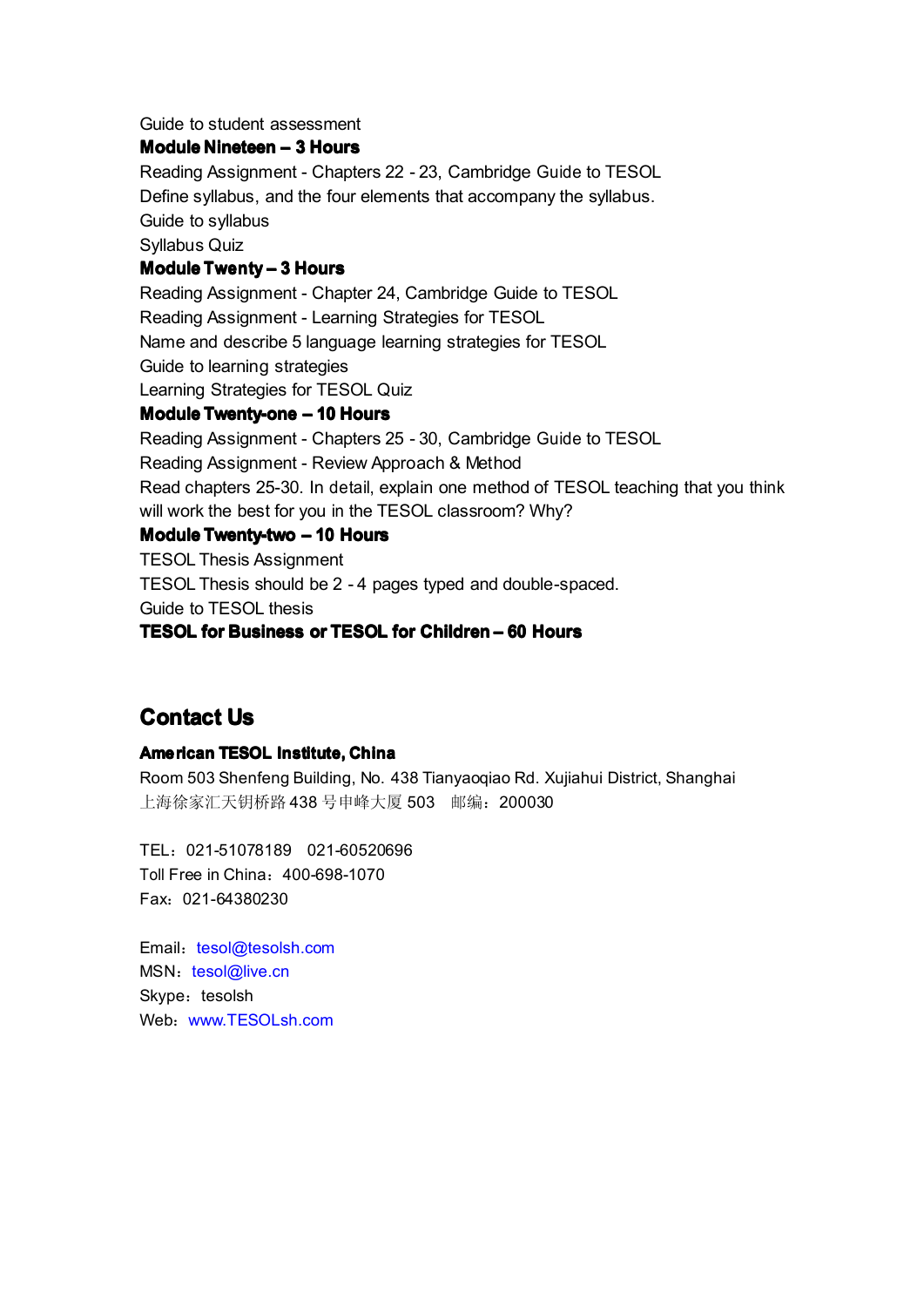Guide to student assessment

**Module Nineteen – 3 Hours**

Reading Assignment - Chapters 22 - 23, Cambridge Guide to TESOL
Define syllabus, and the four elements that accompany the syllabus.
Guide to syllabus
Syllabus Quiz

**Module Twenty – 3 Hours**

Reading Assignment - Chapter 24, Cambridge Guide to TESOL
Reading Assignment - Learning Strategies for TESOL
Name and describe 5 language learning strategies for TESOL
Guide to learning strategies
Learning Strategies for TESOL Quiz

**Module Twenty-one – 10 Hours**

Reading Assignment - Chapters 25 - 30, Cambridge Guide to TESOL
Reading Assignment - Review Approach & Method
Read chapters 25-30. In detail, explain one method of TESOL teaching that you think will work the best for you in the TESOL classroom? Why?

**Module Twenty-two – 10 Hours**

TESOL Thesis Assignment
TESOL Thesis should be 2 - 4 pages typed and double-spaced.
Guide to TESOL thesis

**TESOL for Business or TESOL for Children – 60 Hours**

## Contact Us

**American TESOL Institute, China**

Room 503 Shenfeng Building, No. 438 Tianyaoqiao Rd. Xujiahui District, Shanghai
上海徐家汇天钥桥路 438 号申峰大厦 503　邮编：200030

TEL：021-51078189　021-60520696
Toll Free in China：400-698-1070
Fax：021-64380230

Email：tesol@tesolsh.com
MSN：tesol@live.cn
Skype：tesolsh
Web：www.TESOLsh.com